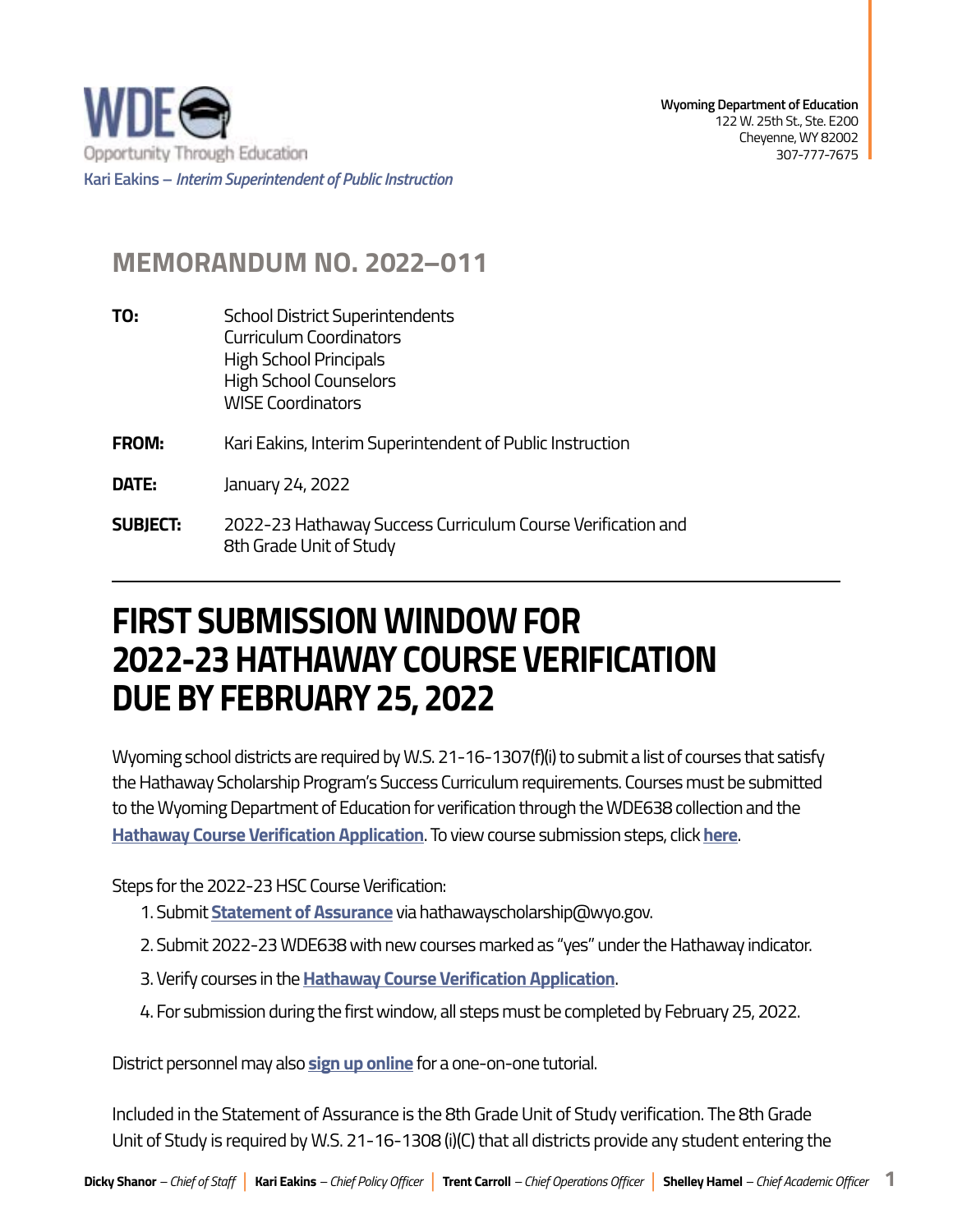WDE
Opportunity Through Education

Kari Eakins – *Interim Superintendent of Public Instruction*

**Wyoming Department of Education**
122 W. 25th St., Ste. E200
Cheyenne, WY 82002
307-777-7675

## MEMORANDUM NO. 2022–011

**TO:** School District Superintendents
Curriculum Coordinators
High School Principals
High School Counselors
WISE Coordinators

**FROM:** Kari Eakins, Interim Superintendent of Public Instruction

**DATE:** January 24, 2022

**SUBJECT:** 2022-23 Hathaway Success Curriculum Course Verification and 8th Grade Unit of Study

# FIRST SUBMISSION WINDOW FOR 2022-23 HATHAWAY COURSE VERIFICATION DUE BY FEBRUARY 25, 2022

Wyoming school districts are required by W.S. 21-16-1307(f)(i) to submit a list of courses that satisfy the Hathaway Scholarship Program's Success Curriculum requirements. Courses must be submitted to the Wyoming Department of Education for verification through the WDE638 collection and the **Hathaway Course Verification Application**. To view course submission steps, click **here**.

Steps for the 2022-23 HSC Course Verification:

1. Submit **Statement of Assurance** via hathawayscholarship@wyo.gov.
2. Submit 2022-23 WDE638 with new courses marked as "yes" under the Hathaway indicator.
3. Verify courses in the **Hathaway Course Verification Application**.
4. For submission during the first window, all steps must be completed by February 25, 2022.

District personnel may also **sign up online** for a one-on-one tutorial.

Included in the Statement of Assurance is the 8th Grade Unit of Study verification. The 8th Grade Unit of Study is required by W.S. 21-16-1308 (i)(C) that all districts provide any student entering the

**Dicky Shanor** – *Chief of Staff* | **Kari Eakins** – *Chief Policy Officer* | **Trent Carroll** – *Chief Operations Officer* | **Shelley Hamel** – *Chief Academic Officer*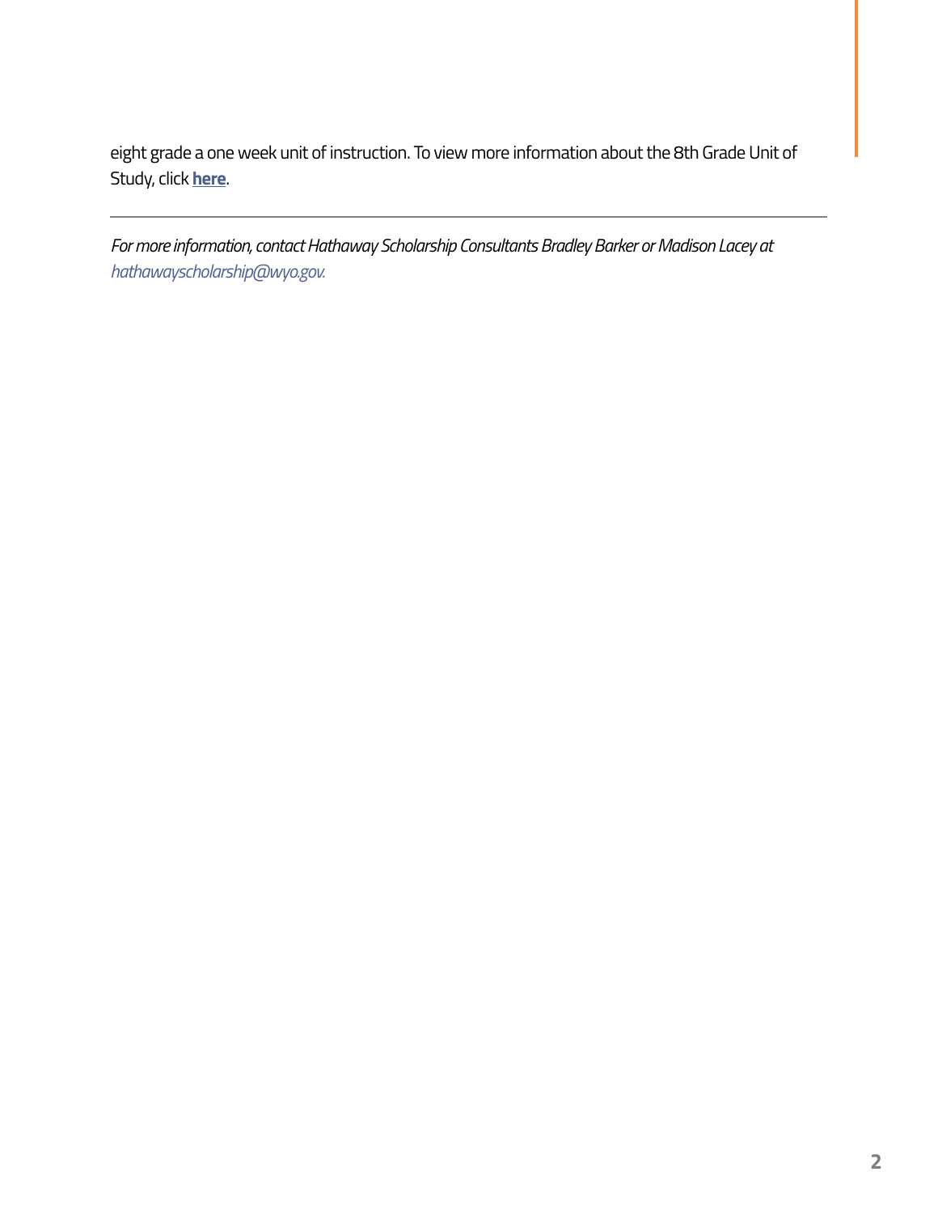eight grade a one week unit of instruction. To view more information about the 8th Grade Unit of Study, click **here**.

---

*For more information, contact Hathaway Scholarship Consultants Bradley Barker or Madison Lacey at hathawayscholarship@wyo.gov.*